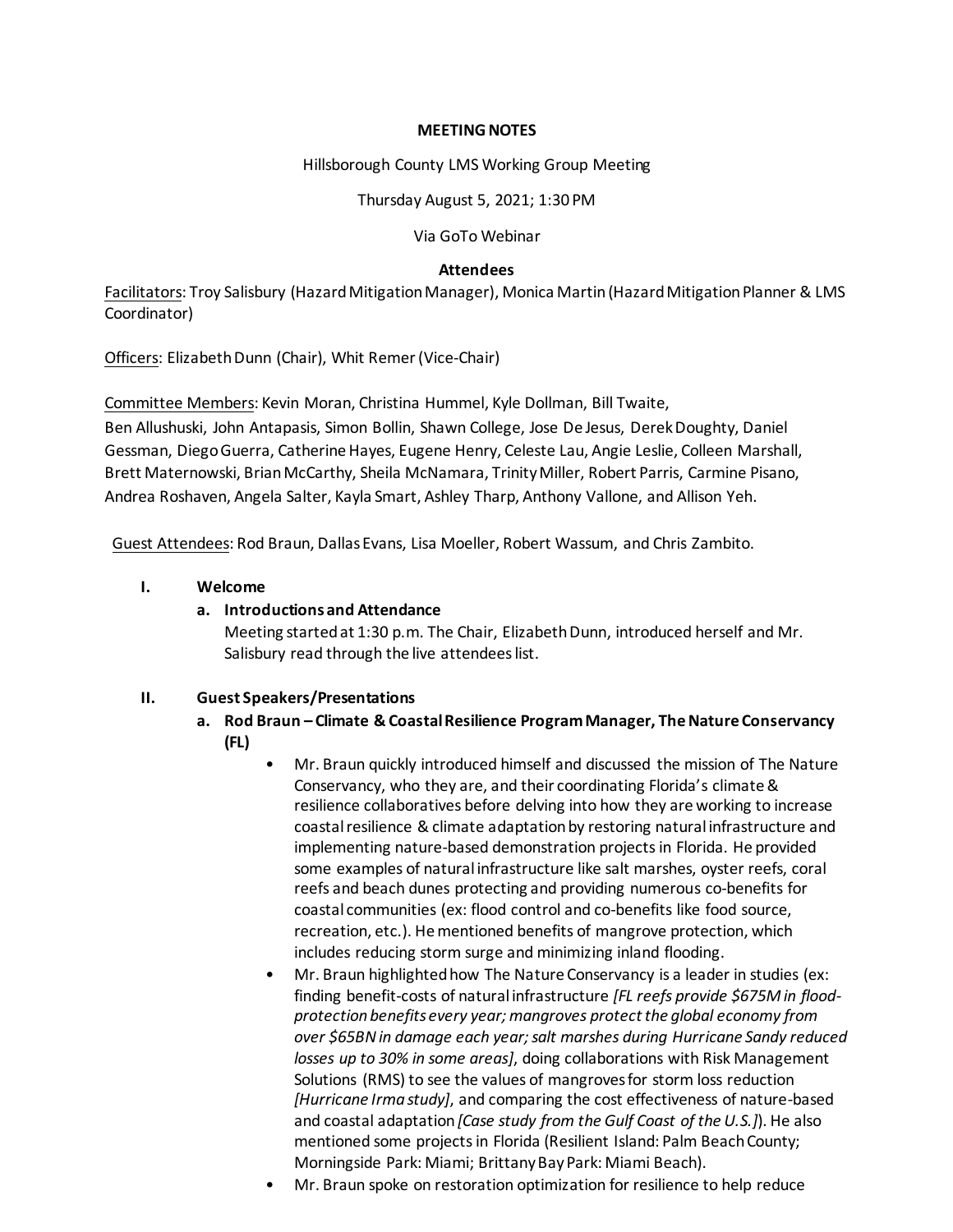**MEETING NOTES**

Hillsborough County LMS Working Group Meeting

Thursday August 5, 2021; 1:30 PM

Via GoTo Webinar

**Attendees**

Facilitators: Troy Salisbury (Hazard Mitigation Manager), Monica Martin (Hazard Mitigation Planner & LMS Coordinator)

Officers: Elizabeth Dunn (Chair), Whit Remer (Vice-Chair)

Committee Members: Kevin Moran, Christina Hummel, Kyle Dollman, Bill Twaite, Ben Allushuski, John Antapasis, Simon Bollin, Shawn College, Jose De Jesus, Derek Doughty, Daniel Gessman, Diego Guerra, Catherine Hayes, Eugene Henry, Celeste Lau, Angie Leslie, Colleen Marshall, Brett Maternowski, Brian McCarthy, Sheila McNamara, Trinity Miller, Robert Parris, Carmine Pisano, Andrea Roshaven, Angela Salter, Kayla Smart, Ashley Tharp, Anthony Vallone, and Allison Yeh.

Guest Attendees: Rod Braun, Dallas Evans, Lisa Moeller, Robert Wassum, and Chris Zambito.

**I. Welcome**

**a. Introductions and Attendance**

Meeting started at 1:30 p.m. The Chair, Elizabeth Dunn, introduced herself and Mr. Salisbury read through the live attendees list.

**II. Guest Speakers/Presentations**

**a. Rod Braun – Climate & Coastal Resilience Program Manager, The Nature Conservancy (FL)**

- Mr. Braun quickly introduced himself and discussed the mission of The Nature Conservancy, who they are, and their coordinating Florida's climate & resilience collaboratives before delving into how they are working to increase coastal resilience & climate adaptation by restoring natural infrastructure and implementing nature-based demonstration projects in Florida. He provided some examples of natural infrastructure like salt marshes, oyster reefs, coral reefs and beach dunes protecting and providing numerous co-benefits for coastal communities (ex: flood control and co-benefits like food source, recreation, etc.). He mentioned benefits of mangrove protection, which includes reducing storm surge and minimizing inland flooding.
- Mr. Braun highlighted how The Nature Conservancy is a leader in studies (ex: finding benefit-costs of natural infrastructure *[FL reefs provide $675M in flood-protection benefits every year; mangroves protect the global economy from over $65BN in damage each year; salt marshes during Hurricane Sandy reduced losses up to 30% in some areas]*, doing collaborations with Risk Management Solutions (RMS) to see the values of mangroves for storm loss reduction *[Hurricane Irma study]*, and comparing the cost effectiveness of nature-based and coastal adaptation *[Case study from the Gulf Coast of the U.S.]*). He also mentioned some projects in Florida (Resilient Island: Palm Beach County; Morningside Park: Miami; Brittany Bay Park: Miami Beach).
- Mr. Braun spoke on restoration optimization for resilience to help reduce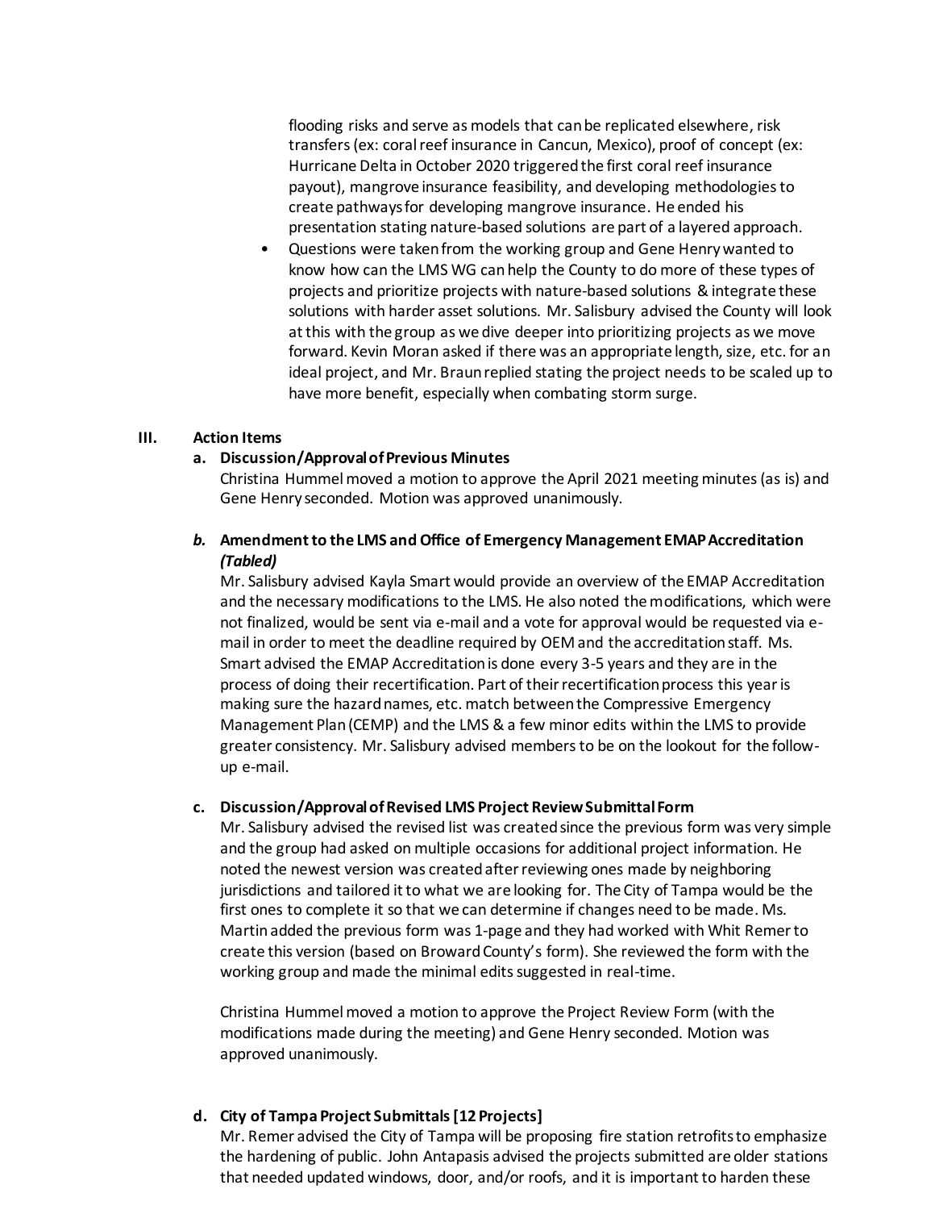flooding risks and serve as models that can be replicated elsewhere, risk transfers (ex: coral reef insurance in Cancun, Mexico), proof of concept (ex: Hurricane Delta in October 2020 triggered the first coral reef insurance payout), mangrove insurance feasibility, and developing methodologies to create pathways for developing mangrove insurance. He ended his presentation stating nature-based solutions are part of a layered approach.

- Questions were taken from the working group and Gene Henry wanted to know how can the LMS WG can help the County to do more of these types of projects and prioritize projects with nature-based solutions & integrate these solutions with harder asset solutions. Mr. Salisbury advised the County will look at this with the group as we dive deeper into prioritizing projects as we move forward. Kevin Moran asked if there was an appropriate length, size, etc. for an ideal project, and Mr. Braun replied stating the project needs to be scaled up to have more benefit, especially when combating storm surge.

## III. Action Items

### a. Discussion/Approval of Previous Minutes

Christina Hummel moved a motion to approve the April 2021 meeting minutes (as is) and Gene Henry seconded. Motion was approved unanimously.

### *b.* Amendment to the LMS and Office of Emergency Management EMAP Accreditation *(Tabled)*

Mr. Salisbury advised Kayla Smart would provide an overview of the EMAP Accreditation and the necessary modifications to the LMS. He also noted the modifications, which were not finalized, would be sent via e-mail and a vote for approval would be requested via e-mail in order to meet the deadline required by OEM and the accreditation staff. Ms. Smart advised the EMAP Accreditation is done every 3-5 years and they are in the process of doing their recertification. Part of their recertification process this year is making sure the hazard names, etc. match between the Compressive Emergency Management Plan (CEMP) and the LMS & a few minor edits within the LMS to provide greater consistency. Mr. Salisbury advised members to be on the lookout for the follow-up e-mail.

### c. Discussion/Approval of Revised LMS Project Review Submittal Form

Mr. Salisbury advised the revised list was created since the previous form was very simple and the group had asked on multiple occasions for additional project information. He noted the newest version was created after reviewing ones made by neighboring jurisdictions and tailored it to what we are looking for. The City of Tampa would be the first ones to complete it so that we can determine if changes need to be made. Ms. Martin added the previous form was 1-page and they had worked with Whit Remer to create this version (based on Broward County's form). She reviewed the form with the working group and made the minimal edits suggested in real-time.

Christina Hummel moved a motion to approve the Project Review Form (with the modifications made during the meeting) and Gene Henry seconded. Motion was approved unanimously.

### d. City of Tampa Project Submittals [12 Projects]

Mr. Remer advised the City of Tampa would be proposing fire station retrofits to emphasize the hardening of public. John Antapasis advised the projects submitted are older stations that needed updated windows, door, and/or roofs, and it is important to harden these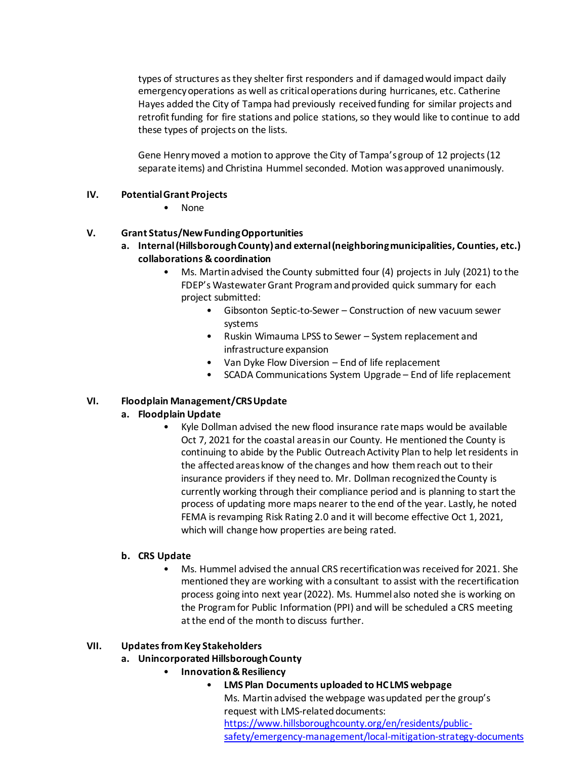types of structures as they shelter first responders and if damaged would impact daily emergency operations as well as critical operations during hurricanes, etc. Catherine Hayes added the City of Tampa had previously received funding for similar projects and retrofit funding for fire stations and police stations, so they would like to continue to add these types of projects on the lists.

Gene Henry moved a motion to approve the City of Tampa's group of 12 projects (12 separate items) and Christina Hummel seconded. Motion was approved unanimously.

## IV. Potential Grant Projects

- None

## V. Grant Status/New Funding Opportunities

### a. Internal (Hillsborough County) and external (neighboring municipalities, Counties, etc.) collaborations & coordination

- Ms. Martin advised the County submitted four (4) projects in July (2021) to the FDEP's Wastewater Grant Program and provided quick summary for each project submitted:
  - Gibsonton Septic-to-Sewer – Construction of new vacuum sewer systems
  - Ruskin Wimauma LPSS to Sewer – System replacement and infrastructure expansion
  - Van Dyke Flow Diversion – End of life replacement
  - SCADA Communications System Upgrade – End of life replacement

## VI. Floodplain Management/CRS Update

### a. Floodplain Update

- Kyle Dollman advised the new flood insurance rate maps would be available Oct 7, 2021 for the coastal areas in our County. He mentioned the County is continuing to abide by the Public Outreach Activity Plan to help let residents in the affected areas know of the changes and how them reach out to their insurance providers if they need to. Mr. Dollman recognized the County is currently working through their compliance period and is planning to start the process of updating more maps nearer to the end of the year. Lastly, he noted FEMA is revamping Risk Rating 2.0 and it will become effective Oct 1, 2021, which will change how properties are being rated.

### b. CRS Update

- Ms. Hummel advised the annual CRS recertification was received for 2021. She mentioned they are working with a consultant to assist with the recertification process going into next year (2022). Ms. Hummel also noted she is working on the Program for Public Information (PPI) and will be scheduled a CRS meeting at the end of the month to discuss further.

## VII. Updates from Key Stakeholders

### a. Unincorporated Hillsborough County

- **Innovation & Resiliency**
  - **LMS Plan Documents uploaded to HC LMS webpage**
    Ms. Martin advised the webpage was updated per the group's request with LMS-related documents: [https://www.hillsboroughcounty.org/en/residents/public-safety/emergency-management/local-mitigation-strategy-documents](https://www.hillsboroughcounty.org/en/residents/public-safety/emergency-management/local-mitigation-strategy-documents)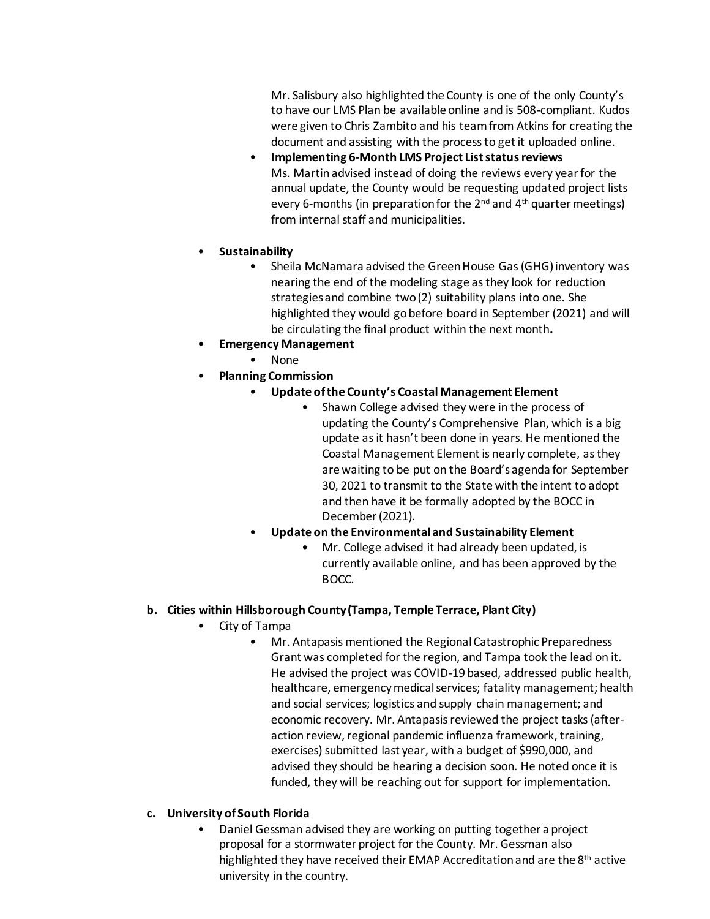Mr. Salisbury also highlighted the County is one of the only County's to have our LMS Plan be available online and is 508-compliant. Kudos were given to Chris Zambito and his team from Atkins for creating the document and assisting with the process to get it uploaded online.

- **Implementing 6-Month LMS Project List status reviews**
  Ms. Martin advised instead of doing the reviews every year for the annual update, the County would be requesting updated project lists every 6-months (in preparation for the 2nd and 4th quarter meetings) from internal staff and municipalities.

- **Sustainability**
  - Sheila McNamara advised the Green House Gas (GHG) inventory was nearing the end of the modeling stage as they look for reduction strategies and combine two (2) suitability plans into one. She highlighted they would go before board in September (2021) and will be circulating the final product within the next month**.**
- **Emergency Management**
  - None
- **Planning Commission**
  - **Update of the County's Coastal Management Element**
    - Shawn College advised they were in the process of updating the County's Comprehensive Plan, which is a big update as it hasn't been done in years. He mentioned the Coastal Management Element is nearly complete, as they are waiting to be put on the Board's agenda for September 30, 2021 to transmit to the State with the intent to adopt and then have it be formally adopted by the BOCC in December (2021).
  - **Update on the Environmental and Sustainability Element**
    - Mr. College advised it had already been updated, is currently available online, and has been approved by the BOCC.

**b. Cities within Hillsborough County (Tampa, Temple Terrace, Plant City)**

- City of Tampa
  - Mr. Antapasis mentioned the Regional Catastrophic Preparedness Grant was completed for the region, and Tampa took the lead on it. He advised the project was COVID-19 based, addressed public health, healthcare, emergency medical services; fatality management; health and social services; logistics and supply chain management; and economic recovery. Mr. Antapasis reviewed the project tasks (after-action review, regional pandemic influenza framework, training, exercises) submitted last year, with a budget of $990,000, and advised they should be hearing a decision soon. He noted once it is funded, they will be reaching out for support for implementation.

**c. University of South Florida**

- Daniel Gessman advised they are working on putting together a project proposal for a stormwater project for the County. Mr. Gessman also highlighted they have received their EMAP Accreditation and are the 8th active university in the country.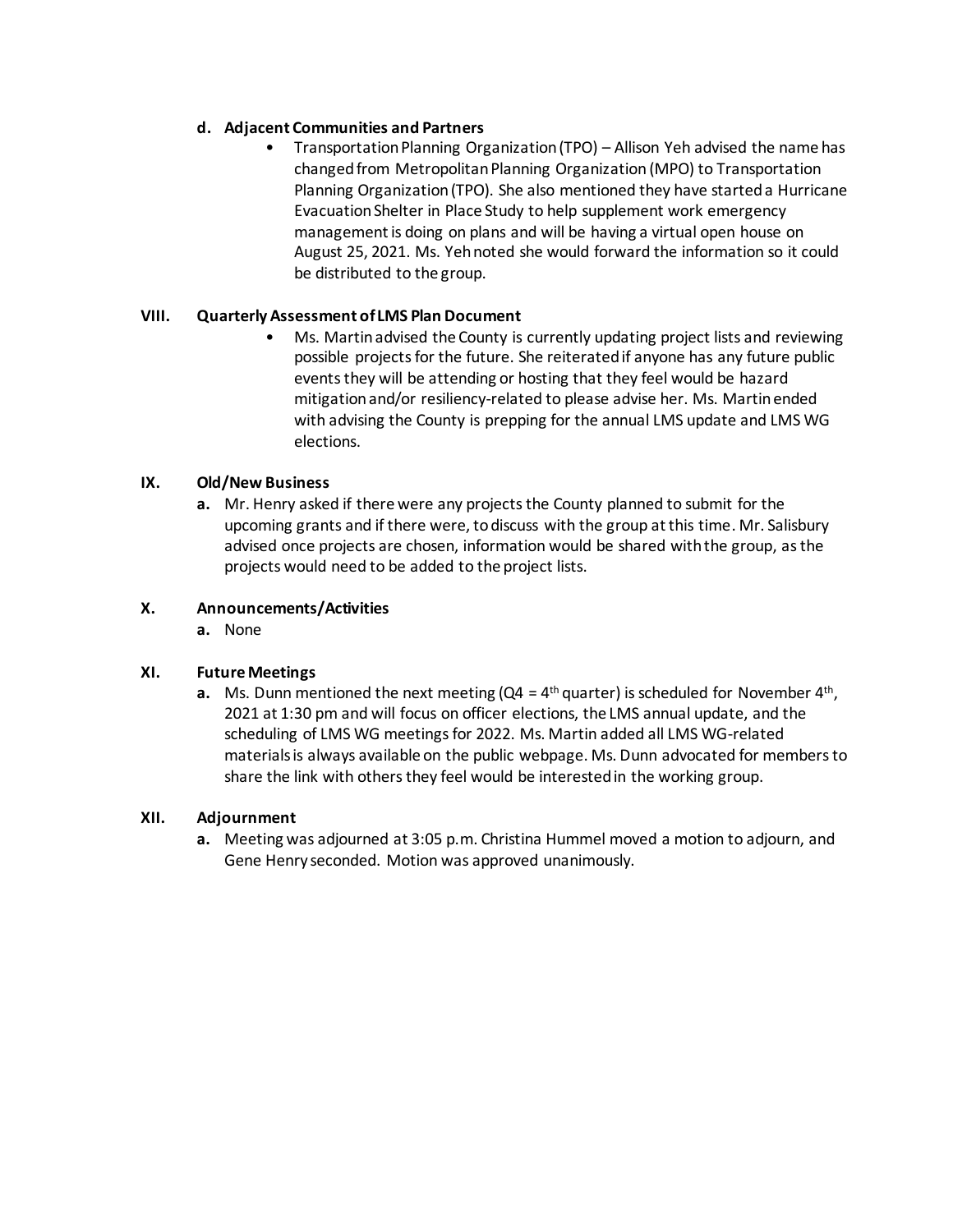### d. Adjacent Communities and Partners

- Transportation Planning Organization (TPO) – Allison Yeh advised the name has changed from Metropolitan Planning Organization (MPO) to Transportation Planning Organization (TPO). She also mentioned they have started a Hurricane Evacuation Shelter in Place Study to help supplement work emergency management is doing on plans and will be having a virtual open house on August 25, 2021. Ms. Yeh noted she would forward the information so it could be distributed to the group.

## VIII. Quarterly Assessment of LMS Plan Document

- Ms. Martin advised the County is currently updating project lists and reviewing possible projects for the future. She reiterated if anyone has any future public events they will be attending or hosting that they feel would be hazard mitigation and/or resiliency-related to please advise her. Ms. Martin ended with advising the County is prepping for the annual LMS update and LMS WG elections.

## IX. Old/New Business

**a.** Mr. Henry asked if there were any projects the County planned to submit for the upcoming grants and if there were, to discuss with the group at this time. Mr. Salisbury advised once projects are chosen, information would be shared with the group, as the projects would need to be added to the project lists.

## X. Announcements/Activities

**a.** None

## XI. Future Meetings

**a.** Ms. Dunn mentioned the next meeting (Q4 = 4th quarter) is scheduled for November 4th, 2021 at 1:30 pm and will focus on officer elections, the LMS annual update, and the scheduling of LMS WG meetings for 2022. Ms. Martin added all LMS WG-related materials is always available on the public webpage. Ms. Dunn advocated for members to share the link with others they feel would be interested in the working group.

## XII. Adjournment

**a.** Meeting was adjourned at 3:05 p.m. Christina Hummel moved a motion to adjourn, and Gene Henry seconded. Motion was approved unanimously.